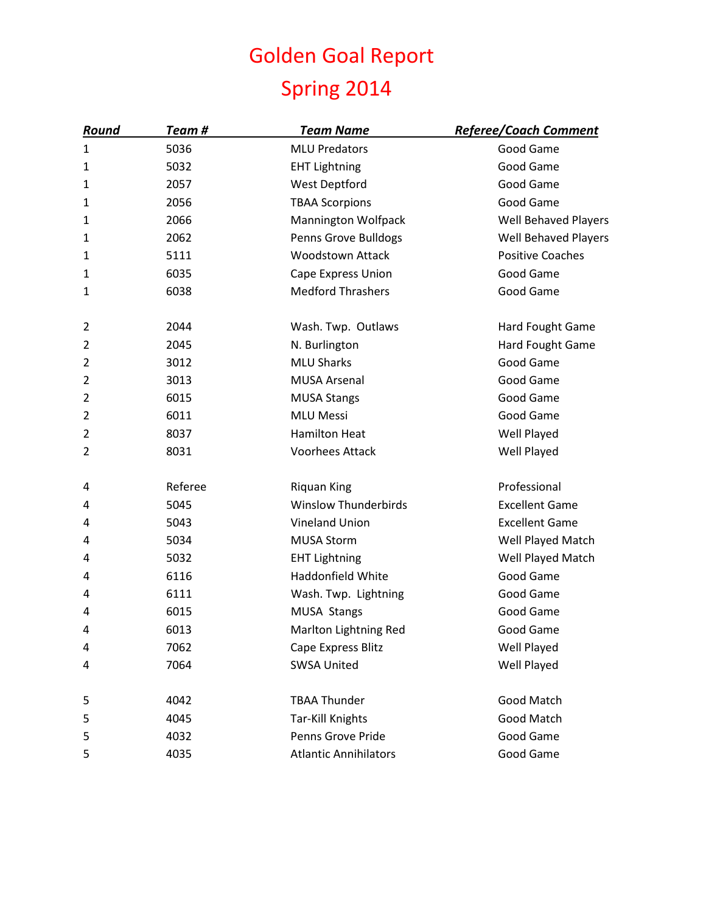# Golden Goal Report

# Spring 2014

| ***Round*** | ***Team #*** | ***Team Name*** | ***Referee/Coach Comment*** |
|---|---|---|---|
| 1 | 5036 | MLU Predators | Good Game |
| 1 | 5032 | EHT Lightning | Good Game |
| 1 | 2057 | West Deptford | Good Game |
| 1 | 2056 | TBAA Scorpions | Good Game |
| 1 | 2066 | Mannington Wolfpack | Well Behaved Players |
| 1 | 2062 | Penns Grove Bulldogs | Well Behaved Players |
| 1 | 5111 | Woodstown Attack | Positive Coaches |
| 1 | 6035 | Cape Express Union | Good Game |
| 1 | 6038 | Medford Thrashers | Good Game |
| | | | |
| 2 | 2044 | Wash. Twp. Outlaws | Hard Fought Game |
| 2 | 2045 | N. Burlington | Hard Fought Game |
| 2 | 3012 | MLU Sharks | Good Game |
| 2 | 3013 | MUSA Arsenal | Good Game |
| 2 | 6015 | MUSA Stangs | Good Game |
| 2 | 6011 | MLU Messi | Good Game |
| 2 | 8037 | Hamilton Heat | Well Played |
| 2 | 8031 | Voorhees Attack | Well Played |
| | | | |
| 4 | Referee | Riquan King | Professional |
| 4 | 5045 | Winslow Thunderbirds | Excellent Game |
| 4 | 5043 | Vineland Union | Excellent Game |
| 4 | 5034 | MUSA Storm | Well Played Match |
| 4 | 5032 | EHT Lightning | Well Played Match |
| 4 | 6116 | Haddonfield White | Good Game |
| 4 | 6111 | Wash. Twp. Lightning | Good Game |
| 4 | 6015 | MUSA Stangs | Good Game |
| 4 | 6013 | Marlton Lightning Red | Good Game |
| 4 | 7062 | Cape Express Blitz | Well Played |
| 4 | 7064 | SWSA United | Well Played |
| | | | |
| 5 | 4042 | TBAA Thunder | Good Match |
| 5 | 4045 | Tar-Kill Knights | Good Match |
| 5 | 4032 | Penns Grove Pride | Good Game |
| 5 | 4035 | Atlantic Annihilators | Good Game |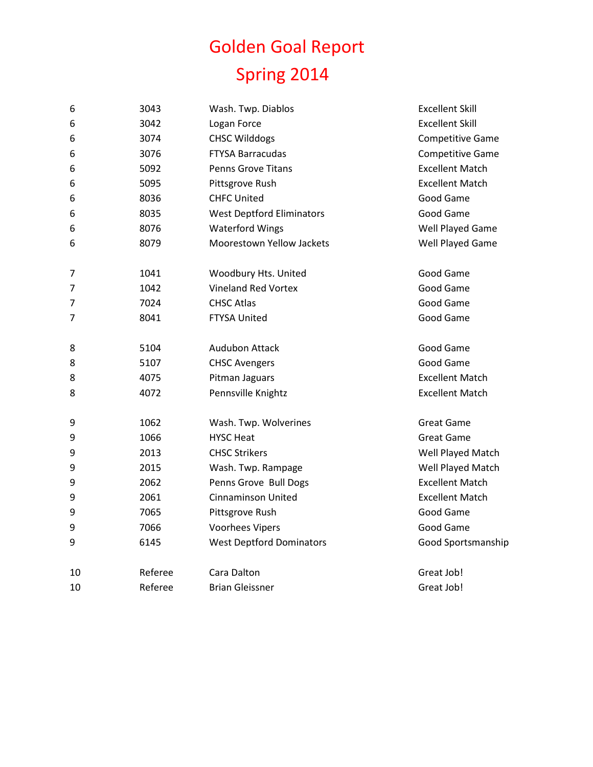# Golden Goal Report
# Spring 2014

| | | | |
|---|---|---|---|
| 6 | 3043 | Wash. Twp. Diablos | Excellent Skill |
| 6 | 3042 | Logan Force | Excellent Skill |
| 6 | 3074 | CHSC Wilddogs | Competitive Game |
| 6 | 3076 | FTYSA Barracudas | Competitive Game |
| 6 | 5092 | Penns Grove Titans | Excellent Match |
| 6 | 5095 | Pittsgrove Rush | Excellent Match |
| 6 | 8036 | CHFC United | Good Game |
| 6 | 8035 | West Deptford Eliminators | Good Game |
| 6 | 8076 | Waterford Wings | Well Played Game |
| 6 | 8079 | Moorestown Yellow Jackets | Well Played Game |
| 7 | 1041 | Woodbury Hts. United | Good Game |
| 7 | 1042 | Vineland Red Vortex | Good Game |
| 7 | 7024 | CHSC Atlas | Good Game |
| 7 | 8041 | FTYSA United | Good Game |
| 8 | 5104 | Audubon Attack | Good Game |
| 8 | 5107 | CHSC Avengers | Good Game |
| 8 | 4075 | Pitman Jaguars | Excellent Match |
| 8 | 4072 | Pennsville Knightz | Excellent Match |
| 9 | 1062 | Wash. Twp. Wolverines | Great Game |
| 9 | 1066 | HYSC Heat | Great Game |
| 9 | 2013 | CHSC Strikers | Well Played Match |
| 9 | 2015 | Wash. Twp. Rampage | Well Played Match |
| 9 | 2062 | Penns Grove Bull Dogs | Excellent Match |
| 9 | 2061 | Cinnaminson United | Excellent Match |
| 9 | 7065 | Pittsgrove Rush | Good Game |
| 9 | 7066 | Voorhees Vipers | Good Game |
| 9 | 6145 | West Deptford Dominators | Good Sportsmanship |
| 10 | Referee | Cara Dalton | Great Job! |
| 10 | Referee | Brian Gleissner | Great Job! |